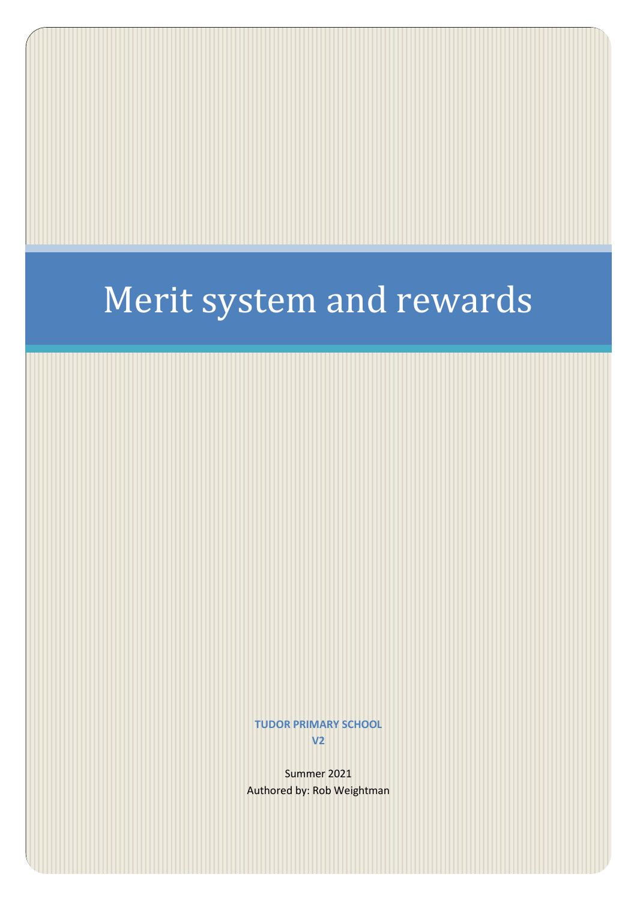# Merit system and rewards

**TUDOR PRIMARY SCHOOL**

**V2**

Summer 2021

Authored by: Rob Weightman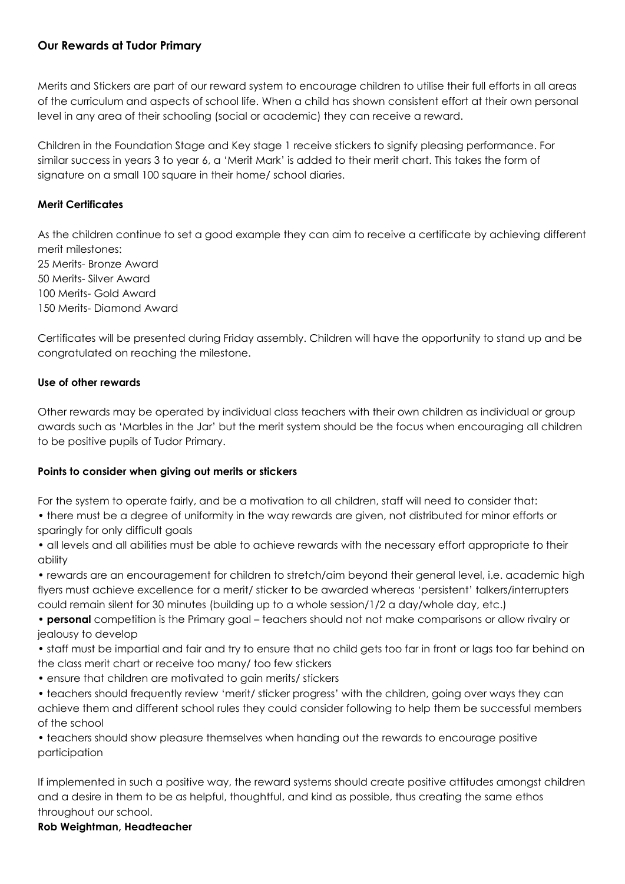## Our Rewards at Tudor Primary

Merits and Stickers are part of our reward system to encourage children to utilise their full efforts in all areas of the curriculum and aspects of school life. When a child has shown consistent effort at their own personal level in any area of their schooling (social or academic) they can receive a reward.

Children in the Foundation Stage and Key stage 1 receive stickers to signify pleasing performance. For similar success in years 3 to year 6, a 'Merit Mark' is added to their merit chart. This takes the form of signature on a small 100 square in their home/ school diaries.

### Merit Certificates

As the children continue to set a good example they can aim to receive a certificate by achieving different merit milestones:
25 Merits- Bronze Award
50 Merits- Silver Award
100 Merits- Gold Award
150 Merits- Diamond Award

Certificates will be presented during Friday assembly. Children will have the opportunity to stand up and be congratulated on reaching the milestone.

### Use of other rewards

Other rewards may be operated by individual class teachers with their own children as individual or group awards such as 'Marbles in the Jar' but the merit system should be the focus when encouraging all children to be positive pupils of Tudor Primary.

### Points to consider when giving out merits or stickers

For the system to operate fairly, and be a motivation to all children, staff will need to consider that:

- there must be a degree of uniformity in the way rewards are given, not distributed for minor efforts or sparingly for only difficult goals
- all levels and all abilities must be able to achieve rewards with the necessary effort appropriate to their ability
- rewards are an encouragement for children to stretch/aim beyond their general level, i.e. academic high flyers must achieve excellence for a merit/ sticker to be awarded whereas 'persistent' talkers/interrupters could remain silent for 30 minutes (building up to a whole session/1/2 a day/whole day, etc.)
- **personal** competition is the Primary goal – teachers should not not make comparisons or allow rivalry or jealousy to develop
- staff must be impartial and fair and try to ensure that no child gets too far in front or lags too far behind on the class merit chart or receive too many/ too few stickers
- ensure that children are motivated to gain merits/ stickers
- teachers should frequently review 'merit/ sticker progress' with the children, going over ways they can achieve them and different school rules they could consider following to help them be successful members of the school
- teachers should show pleasure themselves when handing out the rewards to encourage positive participation

If implemented in such a positive way, the reward systems should create positive attitudes amongst children and a desire in them to be as helpful, thoughtful, and kind as possible, thus creating the same ethos throughout our school.

**Rob Weightman, Headteacher**